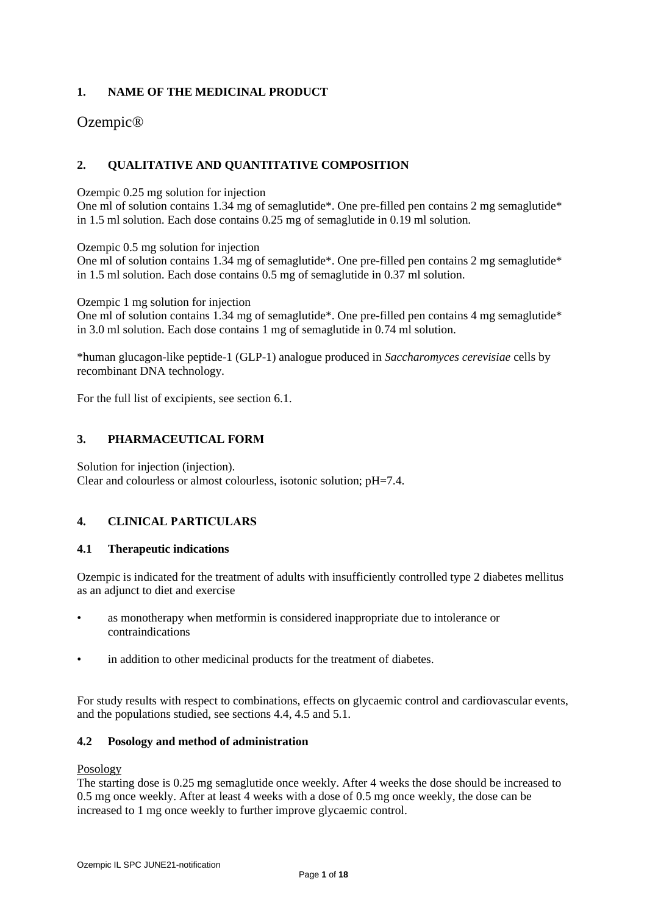## 1. NAME OF THE MEDICINAL PRODUCT

Ozempic®

## 2. QUALITATIVE AND QUANTITATIVE COMPOSITION

Ozempic 0.25 mg solution for injection
One ml of solution contains 1.34 mg of semaglutide*. One pre-filled pen contains 2 mg semaglutide* in 1.5 ml solution. Each dose contains 0.25 mg of semaglutide in 0.19 ml solution.

Ozempic 0.5 mg solution for injection
One ml of solution contains 1.34 mg of semaglutide*. One pre-filled pen contains 2 mg semaglutide* in 1.5 ml solution. Each dose contains 0.5 mg of semaglutide in 0.37 ml solution.

Ozempic 1 mg solution for injection
One ml of solution contains 1.34 mg of semaglutide*. One pre-filled pen contains 4 mg semaglutide* in 3.0 ml solution. Each dose contains 1 mg of semaglutide in 0.74 ml solution.

*human glucagon-like peptide-1 (GLP-1) analogue produced in *Saccharomyces cerevisiae* cells by recombinant DNA technology.

For the full list of excipients, see section 6.1.

## 3. PHARMACEUTICAL FORM

Solution for injection (injection).
Clear and colourless or almost colourless, isotonic solution; pH=7.4.

## 4. CLINICAL PARTICULARS

### 4.1 Therapeutic indications

Ozempic is indicated for the treatment of adults with insufficiently controlled type 2 diabetes mellitus as an adjunct to diet and exercise

- as monotherapy when metformin is considered inappropriate due to intolerance or contraindications
- in addition to other medicinal products for the treatment of diabetes.

For study results with respect to combinations, effects on glycaemic control and cardiovascular events, and the populations studied, see sections 4.4, 4.5 and 5.1.

### 4.2 Posology and method of administration

Posology
The starting dose is 0.25 mg semaglutide once weekly. After 4 weeks the dose should be increased to 0.5 mg once weekly. After at least 4 weeks with a dose of 0.5 mg once weekly, the dose can be increased to 1 mg once weekly to further improve glycaemic control.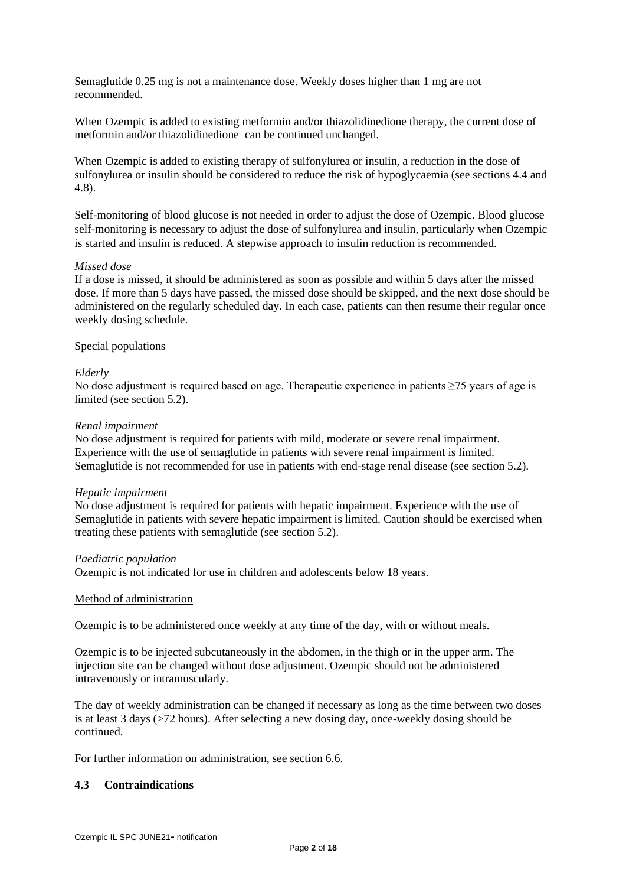Semaglutide 0.25 mg is not a maintenance dose. Weekly doses higher than 1 mg are not recommended.

When Ozempic is added to existing metformin and/or thiazolidinedione therapy, the current dose of metformin and/or thiazolidinedione can be continued unchanged.

When Ozempic is added to existing therapy of sulfonylurea or insulin, a reduction in the dose of sulfonylurea or insulin should be considered to reduce the risk of hypoglycaemia (see sections 4.4 and 4.8).

Self-monitoring of blood glucose is not needed in order to adjust the dose of Ozempic. Blood glucose self-monitoring is necessary to adjust the dose of sulfonylurea and insulin, particularly when Ozempic is started and insulin is reduced. A stepwise approach to insulin reduction is recommended.

*Missed dose*
If a dose is missed, it should be administered as soon as possible and within 5 days after the missed dose. If more than 5 days have passed, the missed dose should be skipped, and the next dose should be administered on the regularly scheduled day. In each case, patients can then resume their regular once weekly dosing schedule.

Special populations

*Elderly*
No dose adjustment is required based on age. Therapeutic experience in patients ≥75 years of age is limited (see section 5.2).

*Renal impairment*
No dose adjustment is required for patients with mild, moderate or severe renal impairment. Experience with the use of semaglutide in patients with severe renal impairment is limited. Semaglutide is not recommended for use in patients with end-stage renal disease (see section 5.2).

*Hepatic impairment*
No dose adjustment is required for patients with hepatic impairment. Experience with the use of Semaglutide in patients with severe hepatic impairment is limited. Caution should be exercised when treating these patients with semaglutide (see section 5.2).

*Paediatric population*
Ozempic is not indicated for use in children and adolescents below 18 years.

Method of administration

Ozempic is to be administered once weekly at any time of the day, with or without meals.

Ozempic is to be injected subcutaneously in the abdomen, in the thigh or in the upper arm. The injection site can be changed without dose adjustment. Ozempic should not be administered intravenously or intramuscularly.

The day of weekly administration can be changed if necessary as long as the time between two doses is at least 3 days (>72 hours). After selecting a new dosing day, once-weekly dosing should be continued.

For further information on administration, see section 6.6.

## 4.3 Contraindications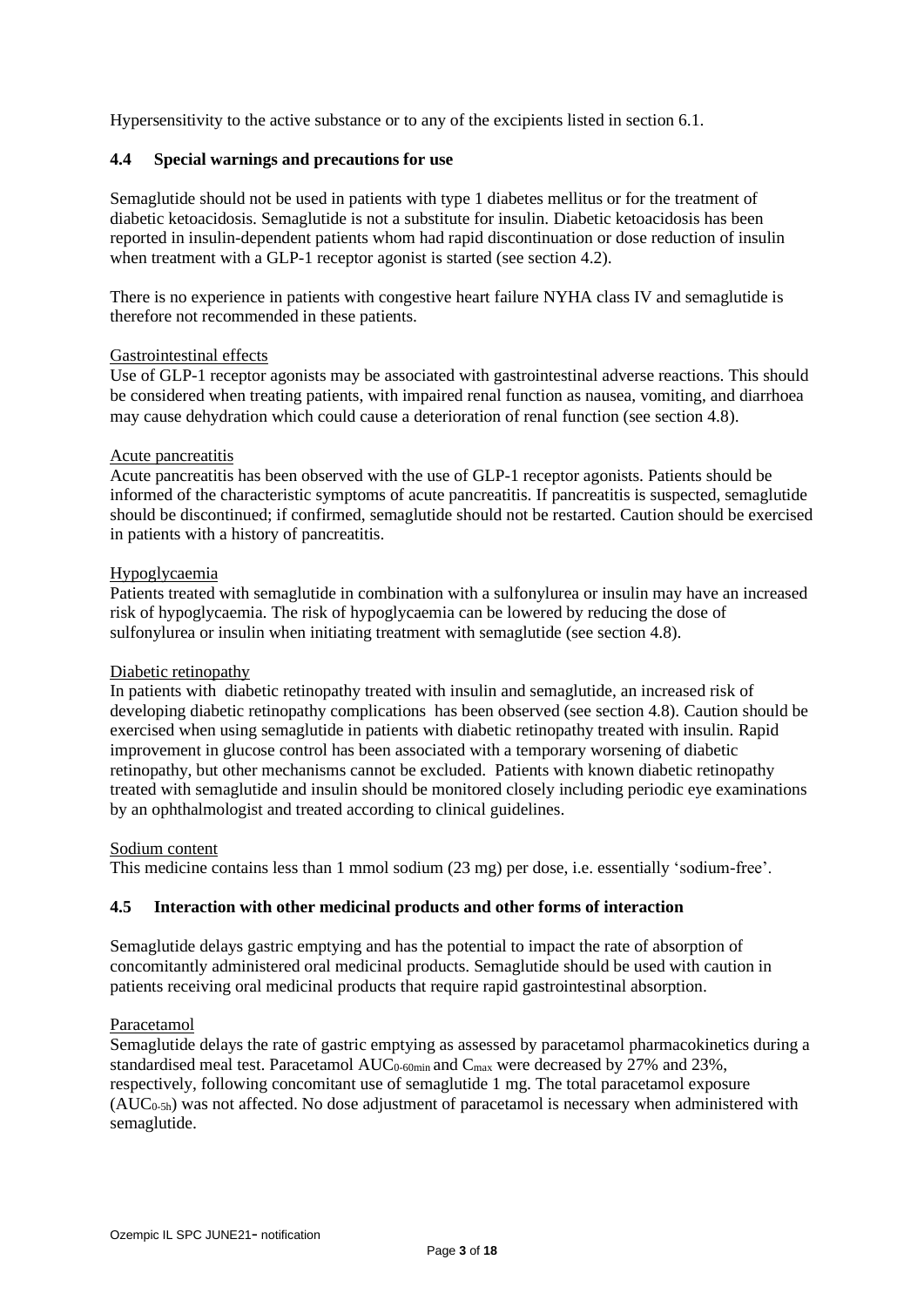Hypersensitivity to the active substance or to any of the excipients listed in section 6.1.

## 4.4 Special warnings and precautions for use

Semaglutide should not be used in patients with type 1 diabetes mellitus or for the treatment of diabetic ketoacidosis. Semaglutide is not a substitute for insulin. Diabetic ketoacidosis has been reported in insulin-dependent patients whom had rapid discontinuation or dose reduction of insulin when treatment with a GLP-1 receptor agonist is started (see section 4.2).

There is no experience in patients with congestive heart failure NYHA class IV and semaglutide is therefore not recommended in these patients.

Gastrointestinal effects
Use of GLP-1 receptor agonists may be associated with gastrointestinal adverse reactions. This should be considered when treating patients, with impaired renal function as nausea, vomiting, and diarrhoea may cause dehydration which could cause a deterioration of renal function (see section 4.8).

Acute pancreatitis
Acute pancreatitis has been observed with the use of GLP-1 receptor agonists. Patients should be informed of the characteristic symptoms of acute pancreatitis. If pancreatitis is suspected, semaglutide should be discontinued; if confirmed, semaglutide should not be restarted. Caution should be exercised in patients with a history of pancreatitis.

Hypoglycaemia
Patients treated with semaglutide in combination with a sulfonylurea or insulin may have an increased risk of hypoglycaemia. The risk of hypoglycaemia can be lowered by reducing the dose of sulfonylurea or insulin when initiating treatment with semaglutide (see section 4.8).

Diabetic retinopathy
In patients with diabetic retinopathy treated with insulin and semaglutide, an increased risk of developing diabetic retinopathy complications has been observed (see section 4.8). Caution should be exercised when using semaglutide in patients with diabetic retinopathy treated with insulin. Rapid improvement in glucose control has been associated with a temporary worsening of diabetic retinopathy, but other mechanisms cannot be excluded. Patients with known diabetic retinopathy treated with semaglutide and insulin should be monitored closely including periodic eye examinations by an ophthalmologist and treated according to clinical guidelines.

Sodium content
This medicine contains less than 1 mmol sodium (23 mg) per dose, i.e. essentially 'sodium-free'.

## 4.5 Interaction with other medicinal products and other forms of interaction

Semaglutide delays gastric emptying and has the potential to impact the rate of absorption of concomitantly administered oral medicinal products. Semaglutide should be used with caution in patients receiving oral medicinal products that require rapid gastrointestinal absorption.

Paracetamol
Semaglutide delays the rate of gastric emptying as assessed by paracetamol pharmacokinetics during a standardised meal test. Paracetamol $AUC_{0\text{-}60min}$ and $C_{max}$ were decreased by 27% and 23%, respectively, following concomitant use of semaglutide 1 mg. The total paracetamol exposure ($AUC_{0\text{-}5h}$) was not affected. No dose adjustment of paracetamol is necessary when administered with semaglutide.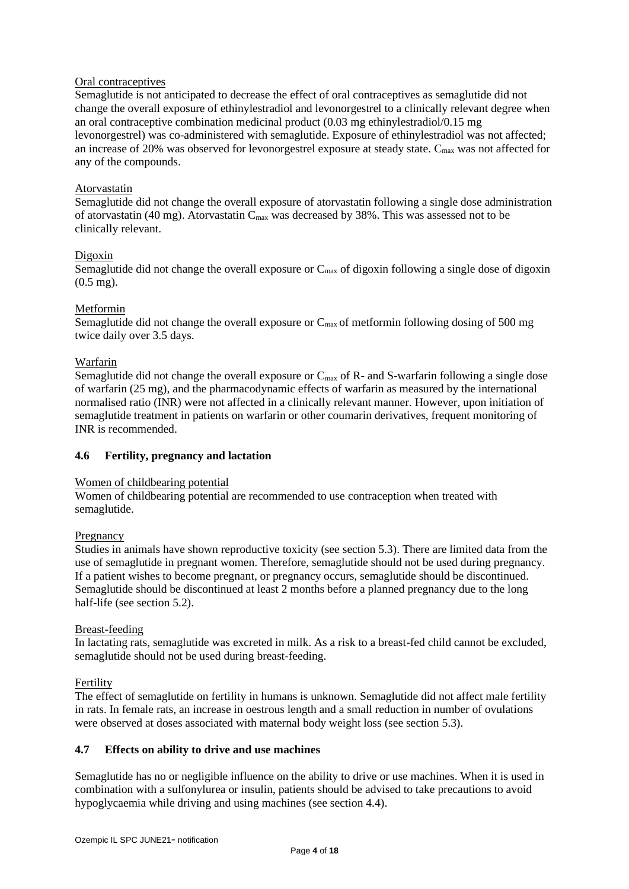Oral contraceptives

Semaglutide is not anticipated to decrease the effect of oral contraceptives as semaglutide did not change the overall exposure of ethinylestradiol and levonorgestrel to a clinically relevant degree when an oral contraceptive combination medicinal product (0.03 mg ethinylestradiol/0.15 mg levonorgestrel) was co-administered with semaglutide. Exposure of ethinylestradiol was not affected; an increase of 20% was observed for levonorgestrel exposure at steady state. $C_{max}$ was not affected for any of the compounds.

Atorvastatin

Semaglutide did not change the overall exposure of atorvastatin following a single dose administration of atorvastatin (40 mg). Atorvastatin $C_{max}$ was decreased by 38%. This was assessed not to be clinically relevant.

Digoxin

Semaglutide did not change the overall exposure or $C_{max}$ of digoxin following a single dose of digoxin (0.5 mg).

Metformin

Semaglutide did not change the overall exposure or $C_{max}$ of metformin following dosing of 500 mg twice daily over 3.5 days.

Warfarin

Semaglutide did not change the overall exposure or $C_{max}$ of R- and S-warfarin following a single dose of warfarin (25 mg), and the pharmacodynamic effects of warfarin as measured by the international normalised ratio (INR) were not affected in a clinically relevant manner. However, upon initiation of semaglutide treatment in patients on warfarin or other coumarin derivatives, frequent monitoring of INR is recommended.

## 4.6 Fertility, pregnancy and lactation

Women of childbearing potential

Women of childbearing potential are recommended to use contraception when treated with semaglutide.

Pregnancy

Studies in animals have shown reproductive toxicity (see section 5.3). There are limited data from the use of semaglutide in pregnant women. Therefore, semaglutide should not be used during pregnancy. If a patient wishes to become pregnant, or pregnancy occurs, semaglutide should be discontinued. Semaglutide should be discontinued at least 2 months before a planned pregnancy due to the long half-life (see section 5.2).

Breast-feeding

In lactating rats, semaglutide was excreted in milk. As a risk to a breast-fed child cannot be excluded, semaglutide should not be used during breast-feeding.

Fertility

The effect of semaglutide on fertility in humans is unknown. Semaglutide did not affect male fertility in rats. In female rats, an increase in oestrous length and a small reduction in number of ovulations were observed at doses associated with maternal body weight loss (see section 5.3).

## 4.7 Effects on ability to drive and use machines

Semaglutide has no or negligible influence on the ability to drive or use machines. When it is used in combination with a sulfonylurea or insulin, patients should be advised to take precautions to avoid hypoglycaemia while driving and using machines (see section 4.4).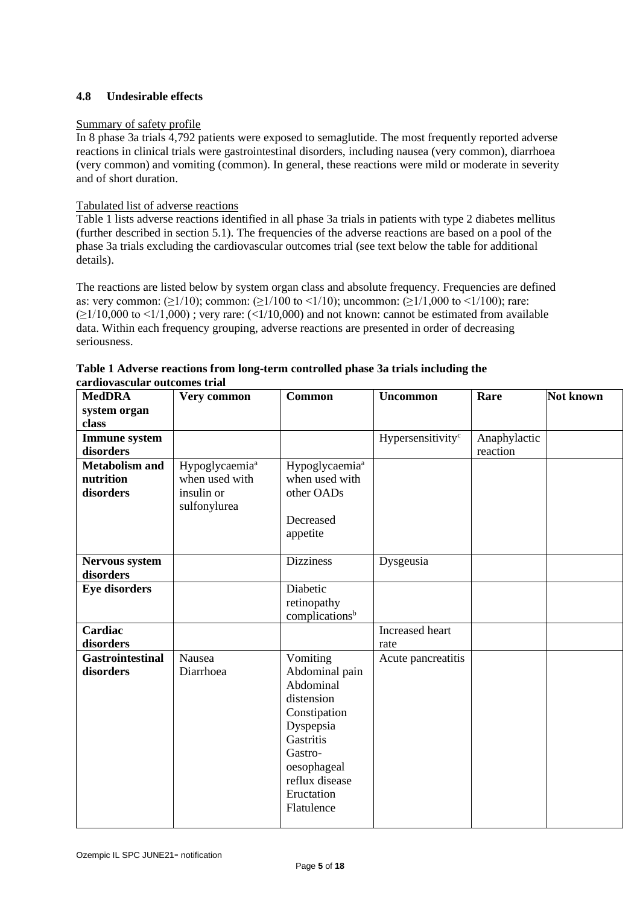### 4.8 Undesirable effects

Summary of safety profile

In 8 phase 3a trials 4,792 patients were exposed to semaglutide. The most frequently reported adverse reactions in clinical trials were gastrointestinal disorders, including nausea (very common), diarrhoea (very common) and vomiting (common). In general, these reactions were mild or moderate in severity and of short duration.

Tabulated list of adverse reactions

Table 1 lists adverse reactions identified in all phase 3a trials in patients with type 2 diabetes mellitus (further described in section 5.1). The frequencies of the adverse reactions are based on a pool of the phase 3a trials excluding the cardiovascular outcomes trial (see text below the table for additional details).

The reactions are listed below by system organ class and absolute frequency. Frequencies are defined as: very common: (≥1/10); common: (≥1/100 to <1/10); uncommon: (≥1/1,000 to <1/100); rare: (≥1/10,000 to <1/1,000) ; very rare: (<1/10,000) and not known: cannot be estimated from available data. Within each frequency grouping, adverse reactions are presented in order of decreasing seriousness.

**Table 1 Adverse reactions from long-term controlled phase 3a trials including the cardiovascular outcomes trial**

| MedDRA system organ class | Very common | Common | Uncommon | Rare | Not known |
|---|---|---|---|---|---|
| **Immune system disorders** | | | Hypersensitivity[c] | Anaphylactic reaction | |
| **Metabolism and nutrition disorders** | Hypoglycaemia[a] when used with insulin or sulfonylurea | Hypoglycaemia[a] when used with other OADs<br><br>Decreased appetite | | | |
| **Nervous system disorders** | | Dizziness | Dysgeusia | | |
| **Eye disorders** | | Diabetic retinopathy complications[b] | | | |
| **Cardiac disorders** | | | Increased heart rate | | |
| **Gastrointestinal disorders** | Nausea<br>Diarrhoea | Vomiting<br>Abdominal pain<br>Abdominal distension<br>Constipation<br>Dyspepsia<br>Gastritis<br>Gastro-oesophageal reflux disease<br>Eructation<br>Flatulence | Acute pancreatitis | | |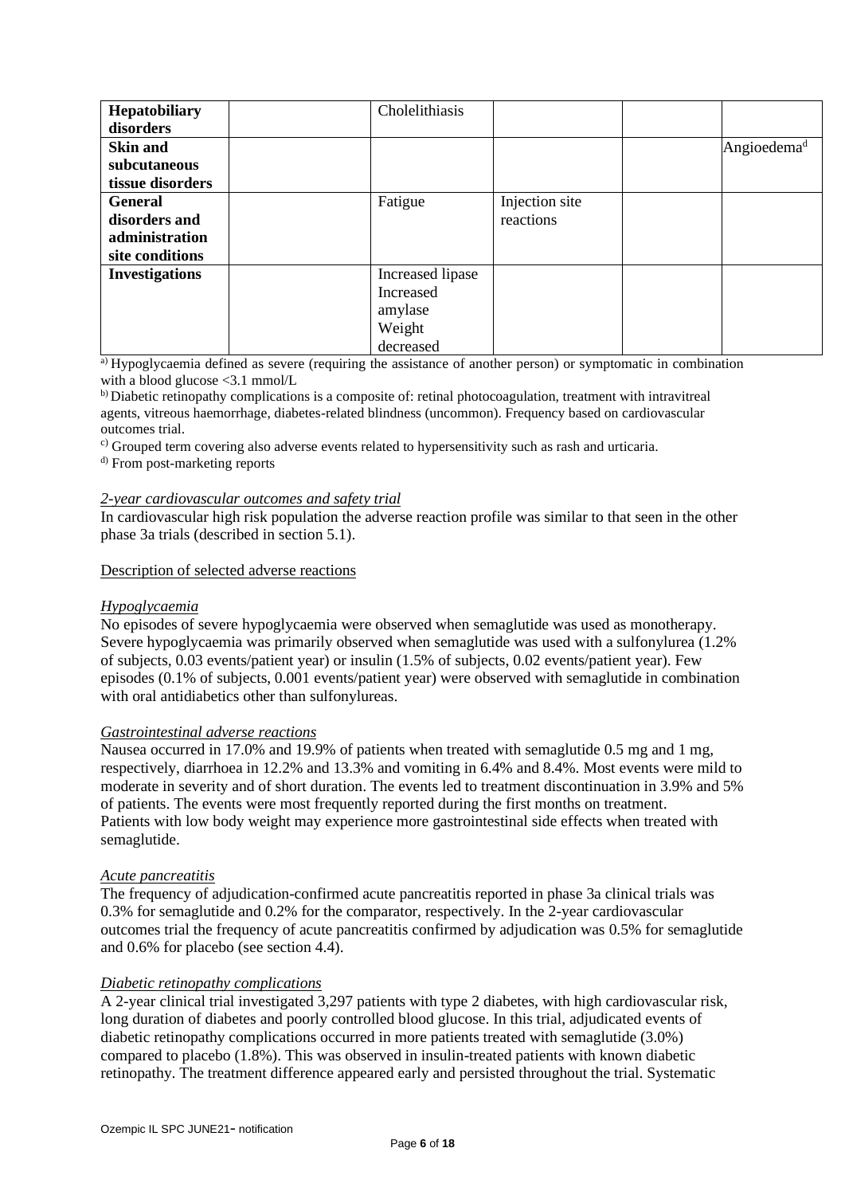| | | | | | |
|---|---|---|---|---|---|
| **Hepatobiliary disorders** | | Cholelithiasis | | | |
| **Skin and subcutaneous tissue disorders** | | | | | Angioedema[d] |
| **General disorders and administration site conditions** | | Fatigue | Injection site reactions | | |
| **Investigations** | | Increased lipase<br>Increased amylase<br>Weight decreased | | | |

[a)] Hypoglycaemia defined as severe (requiring the assistance of another person) or symptomatic in combination with a blood glucose <3.1 mmol/L

[b)] Diabetic retinopathy complications is a composite of: retinal photocoagulation, treatment with intravitreal agents, vitreous haemorrhage, diabetes-related blindness (uncommon). Frequency based on cardiovascular outcomes trial.

[c)] Grouped term covering also adverse events related to hypersensitivity such as rash and urticaria.

[d)] From post-marketing reports

*2-year cardiovascular outcomes and safety trial*

In cardiovascular high risk population the adverse reaction profile was similar to that seen in the other phase 3a trials (described in section 5.1).

Description of selected adverse reactions

*Hypoglycaemia*

No episodes of severe hypoglycaemia were observed when semaglutide was used as monotherapy. Severe hypoglycaemia was primarily observed when semaglutide was used with a sulfonylurea (1.2% of subjects, 0.03 events/patient year) or insulin (1.5% of subjects, 0.02 events/patient year). Few episodes (0.1% of subjects, 0.001 events/patient year) were observed with semaglutide in combination with oral antidiabetics other than sulfonylureas.

*Gastrointestinal adverse reactions*

Nausea occurred in 17.0% and 19.9% of patients when treated with semaglutide 0.5 mg and 1 mg, respectively, diarrhoea in 12.2% and 13.3% and vomiting in 6.4% and 8.4%. Most events were mild to moderate in severity and of short duration. The events led to treatment discontinuation in 3.9% and 5% of patients. The events were most frequently reported during the first months on treatment.
Patients with low body weight may experience more gastrointestinal side effects when treated with semaglutide.

*Acute pancreatitis*

The frequency of adjudication-confirmed acute pancreatitis reported in phase 3a clinical trials was 0.3% for semaglutide and 0.2% for the comparator, respectively. In the 2-year cardiovascular outcomes trial the frequency of acute pancreatitis confirmed by adjudication was 0.5% for semaglutide and 0.6% for placebo (see section 4.4).

*Diabetic retinopathy complications*

A 2-year clinical trial investigated 3,297 patients with type 2 diabetes, with high cardiovascular risk, long duration of diabetes and poorly controlled blood glucose. In this trial, adjudicated events of diabetic retinopathy complications occurred in more patients treated with semaglutide (3.0%) compared to placebo (1.8%). This was observed in insulin-treated patients with known diabetic retinopathy. The treatment difference appeared early and persisted throughout the trial. Systematic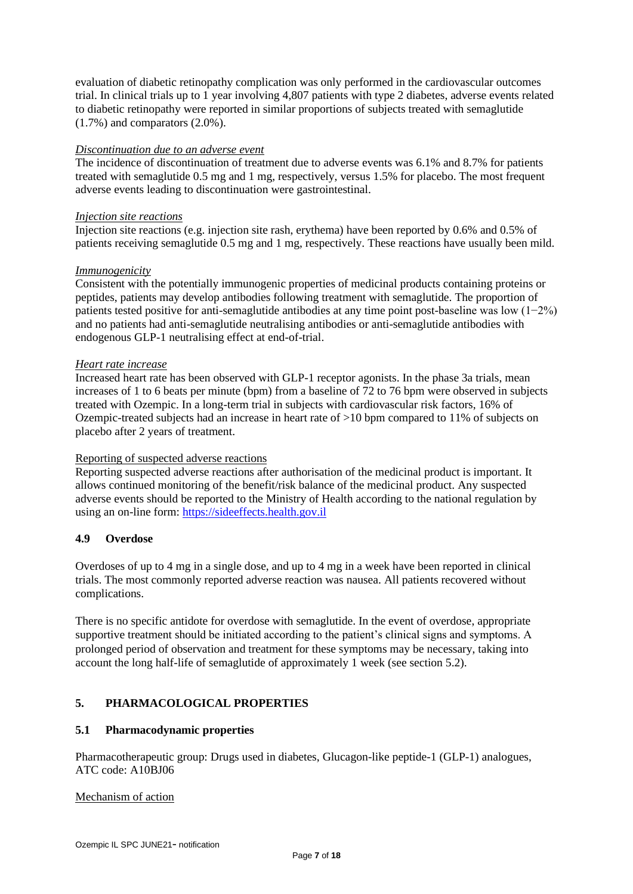evaluation of diabetic retinopathy complication was only performed in the cardiovascular outcomes trial. In clinical trials up to 1 year involving 4,807 patients with type 2 diabetes, adverse events related to diabetic retinopathy were reported in similar proportions of subjects treated with semaglutide (1.7%) and comparators (2.0%).

*Discontinuation due to an adverse event*

The incidence of discontinuation of treatment due to adverse events was 6.1% and 8.7% for patients treated with semaglutide 0.5 mg and 1 mg, respectively, versus 1.5% for placebo. The most frequent adverse events leading to discontinuation were gastrointestinal.

*Injection site reactions*

Injection site reactions (e.g. injection site rash, erythema) have been reported by 0.6% and 0.5% of patients receiving semaglutide 0.5 mg and 1 mg, respectively. These reactions have usually been mild.

*Immunogenicity*

Consistent with the potentially immunogenic properties of medicinal products containing proteins or peptides, patients may develop antibodies following treatment with semaglutide. The proportion of patients tested positive for anti-semaglutide antibodies at any time point post-baseline was low (1−2%) and no patients had anti-semaglutide neutralising antibodies or anti-semaglutide antibodies with endogenous GLP-1 neutralising effect at end-of-trial.

*Heart rate increase*

Increased heart rate has been observed with GLP-1 receptor agonists. In the phase 3a trials, mean increases of 1 to 6 beats per minute (bpm) from a baseline of 72 to 76 bpm were observed in subjects treated with Ozempic. In a long-term trial in subjects with cardiovascular risk factors, 16% of Ozempic-treated subjects had an increase in heart rate of >10 bpm compared to 11% of subjects on placebo after 2 years of treatment.

Reporting of suspected adverse reactions

Reporting suspected adverse reactions after authorisation of the medicinal product is important. It allows continued monitoring of the benefit/risk balance of the medicinal product. Any suspected adverse events should be reported to the Ministry of Health according to the national regulation by using an on-line form: https://sideeffects.health.gov.il

### 4.9 Overdose

Overdoses of up to 4 mg in a single dose, and up to 4 mg in a week have been reported in clinical trials. The most commonly reported adverse reaction was nausea. All patients recovered without complications.

There is no specific antidote for overdose with semaglutide. In the event of overdose, appropriate supportive treatment should be initiated according to the patient's clinical signs and symptoms. A prolonged period of observation and treatment for these symptoms may be necessary, taking into account the long half-life of semaglutide of approximately 1 week (see section 5.2).

## 5. PHARMACOLOGICAL PROPERTIES

### 5.1 Pharmacodynamic properties

Pharmacotherapeutic group: Drugs used in diabetes, Glucagon-like peptide-1 (GLP-1) analogues, ATC code: A10BJ06

Mechanism of action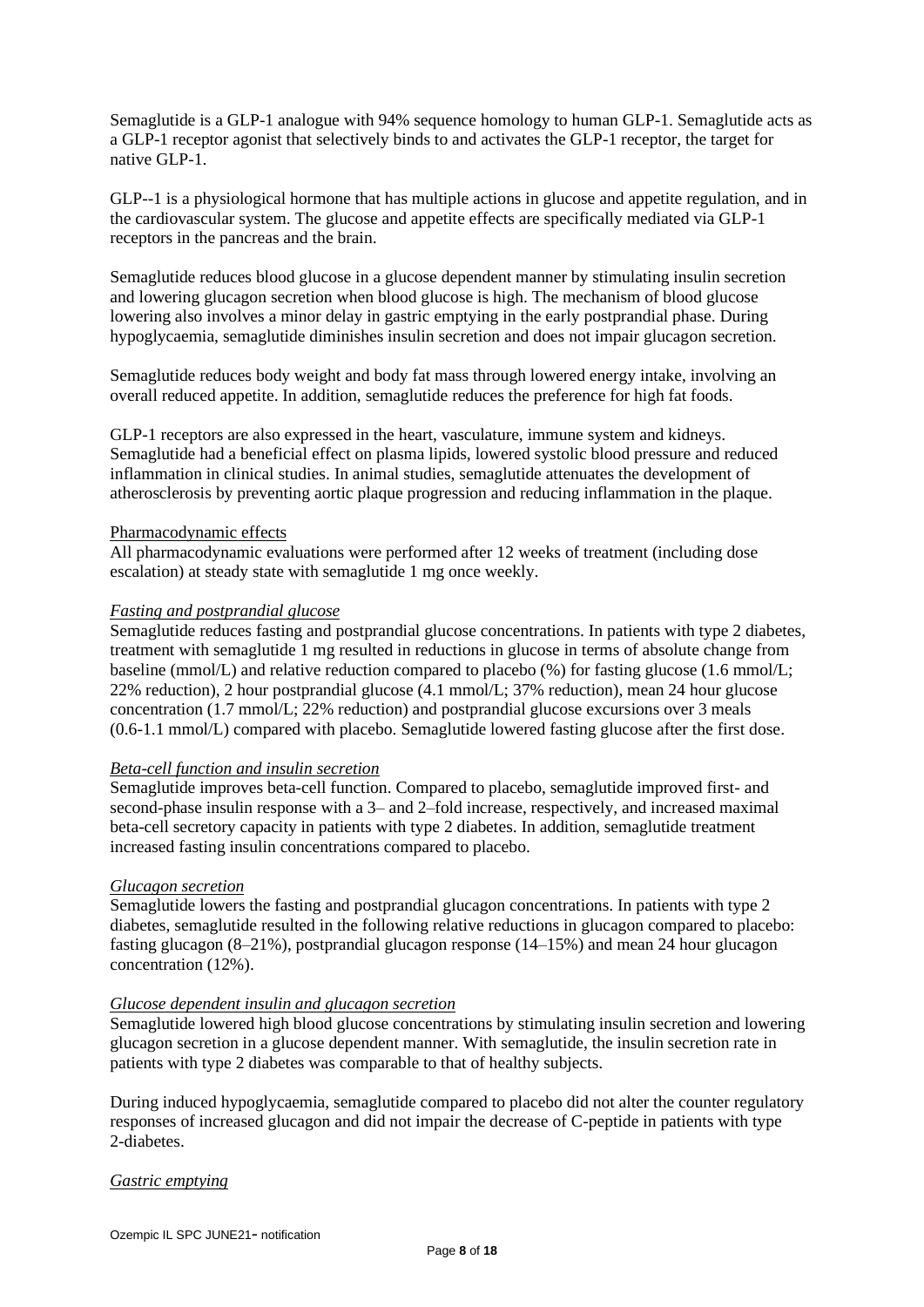Semaglutide is a GLP-1 analogue with 94% sequence homology to human GLP-1. Semaglutide acts as a GLP-1 receptor agonist that selectively binds to and activates the GLP-1 receptor, the target for native GLP-1.

GLP--1 is a physiological hormone that has multiple actions in glucose and appetite regulation, and in the cardiovascular system. The glucose and appetite effects are specifically mediated via GLP-1 receptors in the pancreas and the brain.

Semaglutide reduces blood glucose in a glucose dependent manner by stimulating insulin secretion and lowering glucagon secretion when blood glucose is high. The mechanism of blood glucose lowering also involves a minor delay in gastric emptying in the early postprandial phase. During hypoglycaemia, semaglutide diminishes insulin secretion and does not impair glucagon secretion.

Semaglutide reduces body weight and body fat mass through lowered energy intake, involving an overall reduced appetite. In addition, semaglutide reduces the preference for high fat foods.

GLP-1 receptors are also expressed in the heart, vasculature, immune system and kidneys. Semaglutide had a beneficial effect on plasma lipids, lowered systolic blood pressure and reduced inflammation in clinical studies. In animal studies, semaglutide attenuates the development of atherosclerosis by preventing aortic plaque progression and reducing inflammation in the plaque.

Pharmacodynamic effects

All pharmacodynamic evaluations were performed after 12 weeks of treatment (including dose escalation) at steady state with semaglutide 1 mg once weekly.

*Fasting and postprandial glucose*

Semaglutide reduces fasting and postprandial glucose concentrations. In patients with type 2 diabetes, treatment with semaglutide 1 mg resulted in reductions in glucose in terms of absolute change from baseline (mmol/L) and relative reduction compared to placebo (%) for fasting glucose (1.6 mmol/L; 22% reduction), 2 hour postprandial glucose (4.1 mmol/L; 37% reduction), mean 24 hour glucose concentration (1.7 mmol/L; 22% reduction) and postprandial glucose excursions over 3 meals (0.6-1.1 mmol/L) compared with placebo. Semaglutide lowered fasting glucose after the first dose.

*Beta-cell function and insulin secretion*

Semaglutide improves beta-cell function. Compared to placebo, semaglutide improved first- and second-phase insulin response with a 3– and 2–fold increase, respectively, and increased maximal beta-cell secretory capacity in patients with type 2 diabetes. In addition, semaglutide treatment increased fasting insulin concentrations compared to placebo.

*Glucagon secretion*

Semaglutide lowers the fasting and postprandial glucagon concentrations. In patients with type 2 diabetes, semaglutide resulted in the following relative reductions in glucagon compared to placebo: fasting glucagon (8–21%), postprandial glucagon response (14–15%) and mean 24 hour glucagon concentration (12%).

*Glucose dependent insulin and glucagon secretion*

Semaglutide lowered high blood glucose concentrations by stimulating insulin secretion and lowering glucagon secretion in a glucose dependent manner. With semaglutide, the insulin secretion rate in patients with type 2 diabetes was comparable to that of healthy subjects.

During induced hypoglycaemia, semaglutide compared to placebo did not alter the counter regulatory responses of increased glucagon and did not impair the decrease of C-peptide in patients with type 2-diabetes.

*Gastric emptying*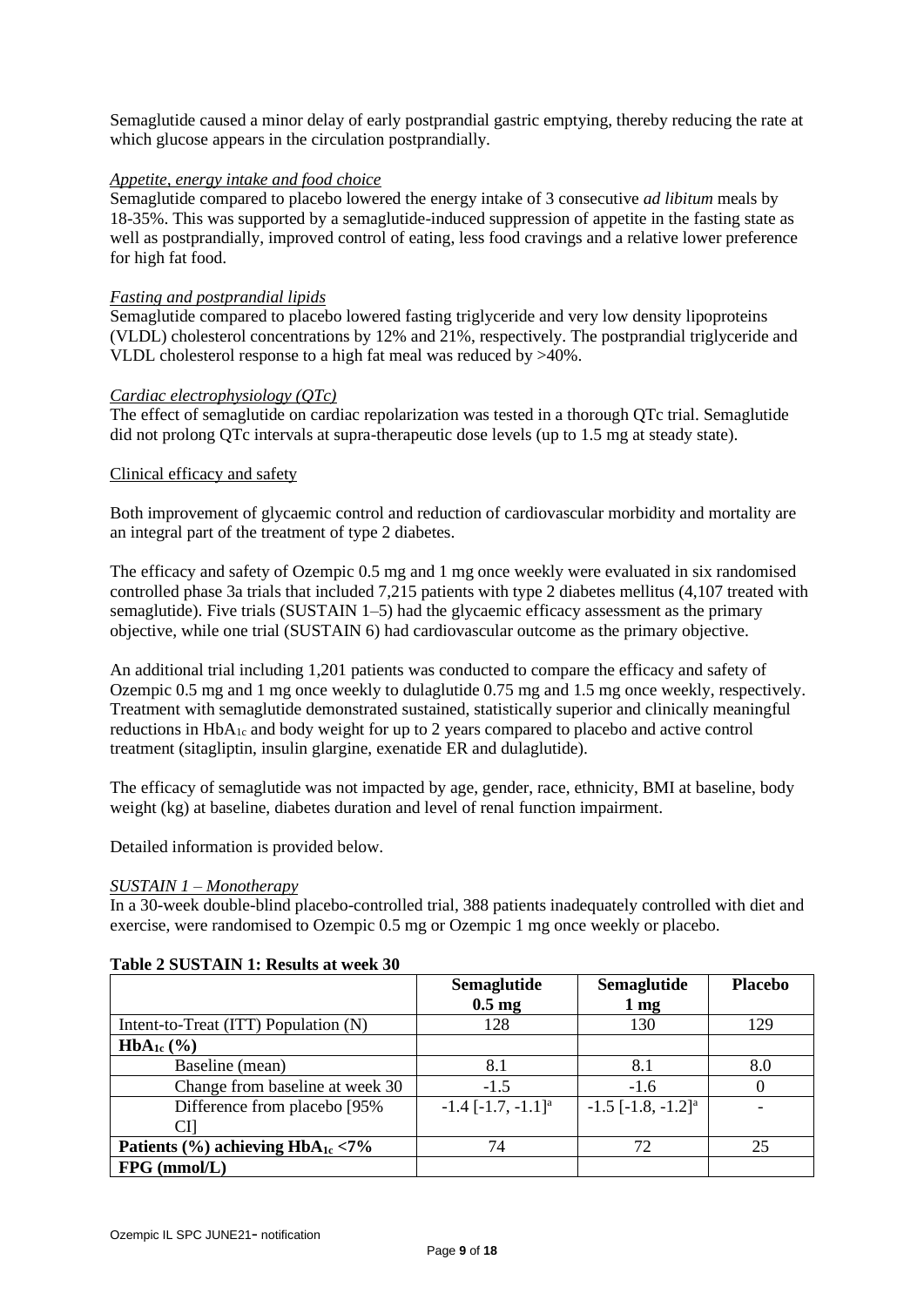Semaglutide caused a minor delay of early postprandial gastric emptying, thereby reducing the rate at which glucose appears in the circulation postprandially.

*Appetite, energy intake and food choice*

Semaglutide compared to placebo lowered the energy intake of 3 consecutive *ad libitum* meals by 18-35%. This was supported by a semaglutide-induced suppression of appetite in the fasting state as well as postprandially, improved control of eating, less food cravings and a relative lower preference for high fat food.

*Fasting and postprandial lipids*

Semaglutide compared to placebo lowered fasting triglyceride and very low density lipoproteins (VLDL) cholesterol concentrations by 12% and 21%, respectively. The postprandial triglyceride and VLDL cholesterol response to a high fat meal was reduced by >40%.

*Cardiac electrophysiology (QTc)*

The effect of semaglutide on cardiac repolarization was tested in a thorough QTc trial. Semaglutide did not prolong QTc intervals at supra-therapeutic dose levels (up to 1.5 mg at steady state).

Clinical efficacy and safety

Both improvement of glycaemic control and reduction of cardiovascular morbidity and mortality are an integral part of the treatment of type 2 diabetes.

The efficacy and safety of Ozempic 0.5 mg and 1 mg once weekly were evaluated in six randomised controlled phase 3a trials that included 7,215 patients with type 2 diabetes mellitus (4,107 treated with semaglutide). Five trials (SUSTAIN 1–5) had the glycaemic efficacy assessment as the primary objective, while one trial (SUSTAIN 6) had cardiovascular outcome as the primary objective.

An additional trial including 1,201 patients was conducted to compare the efficacy and safety of Ozempic 0.5 mg and 1 mg once weekly to dulaglutide 0.75 mg and 1.5 mg once weekly, respectively. Treatment with semaglutide demonstrated sustained, statistically superior and clinically meaningful reductions in $HbA_{1c}$ and body weight for up to 2 years compared to placebo and active control treatment (sitagliptin, insulin glargine, exenatide ER and dulaglutide).

The efficacy of semaglutide was not impacted by age, gender, race, ethnicity, BMI at baseline, body weight (kg) at baseline, diabetes duration and level of renal function impairment.

Detailed information is provided below.

*SUSTAIN 1 – Monotherapy*

In a 30-week double-blind placebo-controlled trial, 388 patients inadequately controlled with diet and exercise, were randomised to Ozempic 0.5 mg or Ozempic 1 mg once weekly or placebo.

**Table 2 SUSTAIN 1: Results at week 30**

| | **Semaglutide 0.5 mg** | **Semaglutide 1 mg** | **Placebo** |
|---|---|---|---|
| Intent-to-Treat (ITT) Population (N) | 128 | 130 | 129 |
| **$HbA_{1c}$ (%)** | | | |
| Baseline (mean) | 8.1 | 8.1 | 8.0 |
| Change from baseline at week 30 | -1.5 | -1.6 | 0 |
| Difference from placebo [95% CI] | -1.4 [-1.7, -1.1][a] | -1.5 [-1.8, -1.2][a] | - |
| **Patients (%) achieving $HbA_{1c}$ <7%** | 74 | 72 | 25 |
| **FPG (mmol/L)** | | | |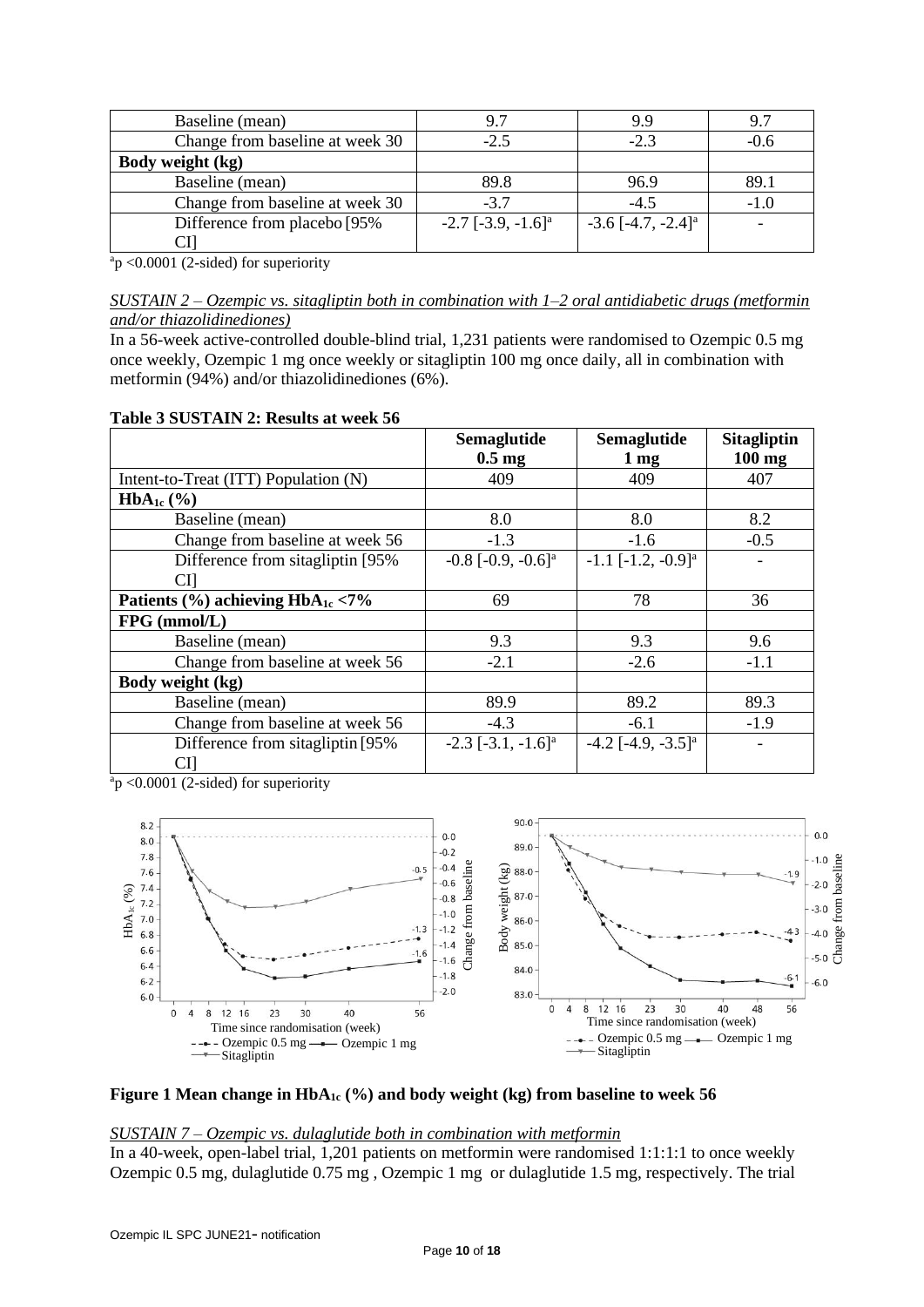| | | | |
|---|---|---|---|
| Baseline (mean) | 9.7 | 9.9 | 9.7 |
| Change from baseline at week 30 | -2.5 | -2.3 | -0.6 |
| **Body weight (kg)** | | | |
| Baseline (mean) | 89.8 | 96.9 | 89.1 |
| Change from baseline at week 30 | -3.7 | -4.5 | -1.0 |
| Difference from placebo [95% CI] | -2.7 [-3.9, -1.6][a] | -3.6 [-4.7, -2.4][a] | - |

[a]p <0.0001 (2-sided) for superiority

*SUSTAIN 2 – Ozempic vs. sitagliptin both in combination with 1–2 oral antidiabetic drugs (metformin and/or thiazolidinediones)*

In a 56-week active-controlled double-blind trial, 1,231 patients were randomised to Ozempic 0.5 mg once weekly, Ozempic 1 mg once weekly or sitagliptin 100 mg once daily, all in combination with metformin (94%) and/or thiazolidinediones (6%).

**Table 3 SUSTAIN 2: Results at week 56**

| | **Semaglutide 0.5 mg** | **Semaglutide 1 mg** | **Sitagliptin 100 mg** |
|---|---|---|---|
| Intent-to-Treat (ITT) Population (N) | 409 | 409 | 407 |
| **$HbA_{1c}$ (%)** | | | |
| Baseline (mean) | 8.0 | 8.0 | 8.2 |
| Change from baseline at week 56 | -1.3 | -1.6 | -0.5 |
| Difference from sitagliptin [95% CI] | -0.8 [-0.9, -0.6][a] | -1.1 [-1.2, -0.9][a] | - |
| **Patients (%) achieving $HbA_{1c}$ <7%** | 69 | 78 | 36 |
| **FPG (mmol/L)** | | | |
| Baseline (mean) | 9.3 | 9.3 | 9.6 |
| Change from baseline at week 56 | -2.1 | -2.6 | -1.1 |
| **Body weight (kg)** | | | |
| Baseline (mean) | 89.9 | 89.2 | 89.3 |
| Change from baseline at week 56 | -4.3 | -6.1 | -1.9 |
| Difference from sitagliptin [95% CI] | -2.3 [-3.1, -1.6][a] | -4.2 [-4.9, -3.5][a] | - |

[a]p <0.0001 (2-sided) for superiority

**Figure 1 Mean change in $HbA_{1c}$ (%) and body weight (kg) from baseline to week 56**

*SUSTAIN 7 – Ozempic vs. dulaglutide both in combination with metformin*

In a 40-week, open-label trial, 1,201 patients on metformin were randomised 1:1:1:1 to once weekly Ozempic 0.5 mg, dulaglutide 0.75 mg , Ozempic 1 mg or dulaglutide 1.5 mg, respectively. The trial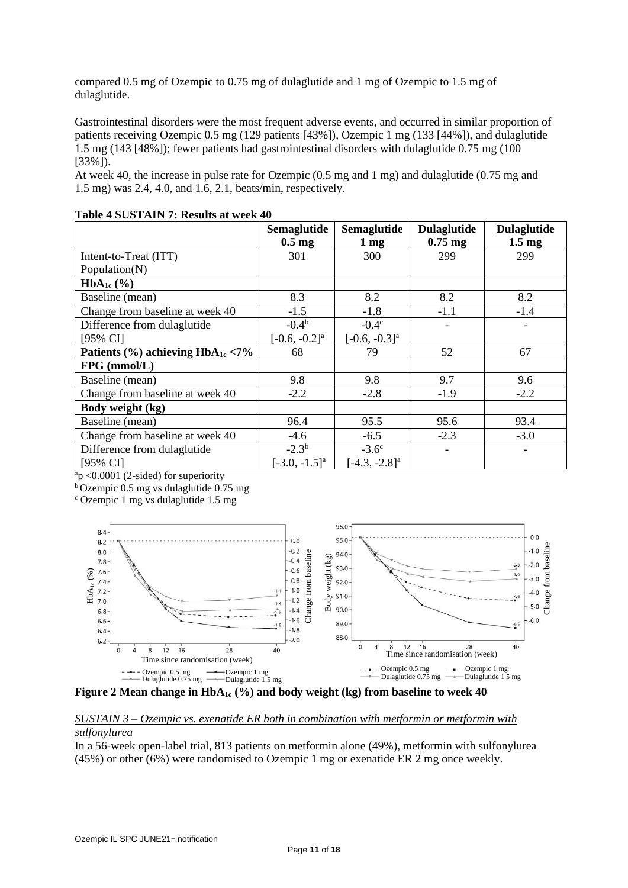compared 0.5 mg of Ozempic to 0.75 mg of dulaglutide and 1 mg of Ozempic to 1.5 mg of dulaglutide.

Gastrointestinal disorders were the most frequent adverse events, and occurred in similar proportion of patients receiving Ozempic 0.5 mg (129 patients [43%]), Ozempic 1 mg (133 [44%]), and dulaglutide 1.5 mg (143 [48%]); fewer patients had gastrointestinal disorders with dulaglutide 0.75 mg (100 [33%]).
At week 40, the increase in pulse rate for Ozempic (0.5 mg and 1 mg) and dulaglutide (0.75 mg and 1.5 mg) was 2.4, 4.0, and 1.6, 2.1, beats/min, respectively.

**Table 4 SUSTAIN 7: Results at week 40**

| | **Semaglutide 0.5 mg** | **Semaglutide 1 mg** | **Dulaglutide 0.75 mg** | **Dulaglutide 1.5 mg** |
|---|---|---|---|---|
| Intent-to-Treat (ITT) Population(N) | 301 | 300 | 299 | 299 |
| **$HbA_{1c}$ (%)** | | | | |
| Baseline (mean) | 8.3 | 8.2 | 8.2 | 8.2 |
| Change from baseline at week 40 | -1.5 | -1.8 | -1.1 | -1.4 |
| Difference from dulaglutide [95% CI] | -0.4[b] [-0.6, -0.2][a] | -0.4[c] [-0.6, -0.3][a] | - | - |
| **Patients (%) achieving $HbA_{1c}$ <7%** | 68 | 79 | 52 | 67 |
| **FPG (mmol/L)** | | | | |
| Baseline (mean) | 9.8 | 9.8 | 9.7 | 9.6 |
| Change from baseline at week 40 | -2.2 | -2.8 | -1.9 | -2.2 |
| **Body weight (kg)** | | | | |
| Baseline (mean) | 96.4 | 95.5 | 95.6 | 93.4 |
| Change from baseline at week 40 | -4.6 | -6.5 | -2.3 | -3.0 |
| Difference from dulaglutide [95% CI] | -2.3[b] [-3.0, -1.5][a] | -3.6[c] [-4.3, -2.8][a] | - | - |

[a]p <0.0001 (2-sided) for superiority
[b] Ozempic 0.5 mg vs dulaglutide 0.75 mg
[c] Ozempic 1 mg vs dulaglutide 1.5 mg

**Figure 2 Mean change in $HbA_{1c}$ (%) and body weight (kg) from baseline to week 40**

*SUSTAIN 3 – Ozempic vs. exenatide ER both in combination with metformin or metformin with sulfonylurea*

In a 56-week open-label trial, 813 patients on metformin alone (49%), metformin with sulfonylurea (45%) or other (6%) were randomised to Ozempic 1 mg or exenatide ER 2 mg once weekly.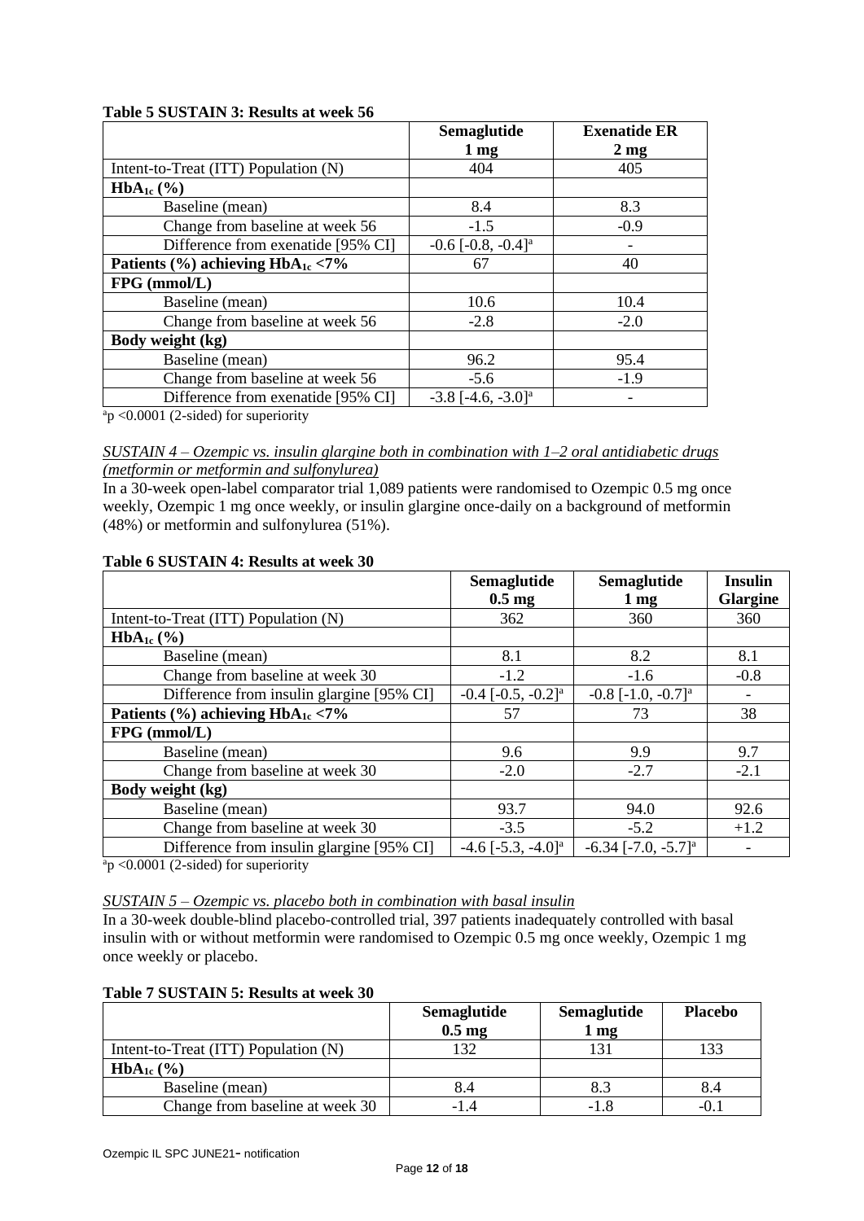**Table 5 SUSTAIN 3: Results at week 56**

| | Semaglutide 1 mg | Exenatide ER 2 mg |
|---|---|---|
| Intent-to-Treat (ITT) Population (N) | 404 | 405 |
| **$HbA_{1c}$ (%)** | | |
| Baseline (mean) | 8.4 | 8.3 |
| Change from baseline at week 56 | -1.5 | -0.9 |
| Difference from exenatide [95% CI] | -0.6 [-0.8, -0.4][a] | - |
| **Patients (%) achieving $HbA_{1c}$ <7%** | 67 | 40 |
| **FPG (mmol/L)** | | |
| Baseline (mean) | 10.6 | 10.4 |
| Change from baseline at week 56 | -2.8 | -2.0 |
| **Body weight (kg)** | | |
| Baseline (mean) | 96.2 | 95.4 |
| Change from baseline at week 56 | -5.6 | -1.9 |
| Difference from exenatide [95% CI] | -3.8 [-4.6, -3.0][a] | - |

[a]p <0.0001 (2-sided) for superiority

*SUSTAIN 4 – Ozempic vs. insulin glargine both in combination with 1–2 oral antidiabetic drugs (metformin or metformin and sulfonylurea)*

In a 30-week open-label comparator trial 1,089 patients were randomised to Ozempic 0.5 mg once weekly, Ozempic 1 mg once weekly, or insulin glargine once-daily on a background of metformin (48%) or metformin and sulfonylurea (51%).

**Table 6 SUSTAIN 4: Results at week 30**

| | Semaglutide 0.5 mg | Semaglutide 1 mg | Insulin Glargine |
|---|---|---|---|
| Intent-to-Treat (ITT) Population (N) | 362 | 360 | 360 |
| **$HbA_{1c}$ (%)** | | | |
| Baseline (mean) | 8.1 | 8.2 | 8.1 |
| Change from baseline at week 30 | -1.2 | -1.6 | -0.8 |
| Difference from insulin glargine [95% CI] | -0.4 [-0.5, -0.2][a] | -0.8 [-1.0, -0.7][a] | - |
| **Patients (%) achieving $HbA_{1c}$ <7%** | 57 | 73 | 38 |
| **FPG (mmol/L)** | | | |
| Baseline (mean) | 9.6 | 9.9 | 9.7 |
| Change from baseline at week 30 | -2.0 | -2.7 | -2.1 |
| **Body weight (kg)** | | | |
| Baseline (mean) | 93.7 | 94.0 | 92.6 |
| Change from baseline at week 30 | -3.5 | -5.2 | +1.2 |
| Difference from insulin glargine [95% CI] | -4.6 [-5.3, -4.0][a] | -6.34 [-7.0, -5.7][a] | - |

[a]p <0.0001 (2-sided) for superiority

*SUSTAIN 5 – Ozempic vs. placebo both in combination with basal insulin*

In a 30-week double-blind placebo-controlled trial, 397 patients inadequately controlled with basal insulin with or without metformin were randomised to Ozempic 0.5 mg once weekly, Ozempic 1 mg once weekly or placebo.

**Table 7 SUSTAIN 5: Results at week 30**

| | Semaglutide 0.5 mg | Semaglutide 1 mg | Placebo |
|---|---|---|---|
| Intent-to-Treat (ITT) Population (N) | 132 | 131 | 133 |
| **$HbA_{1c}$ (%)** | | | |
| Baseline (mean) | 8.4 | 8.3 | 8.4 |
| Change from baseline at week 30 | -1.4 | -1.8 | -0.1 |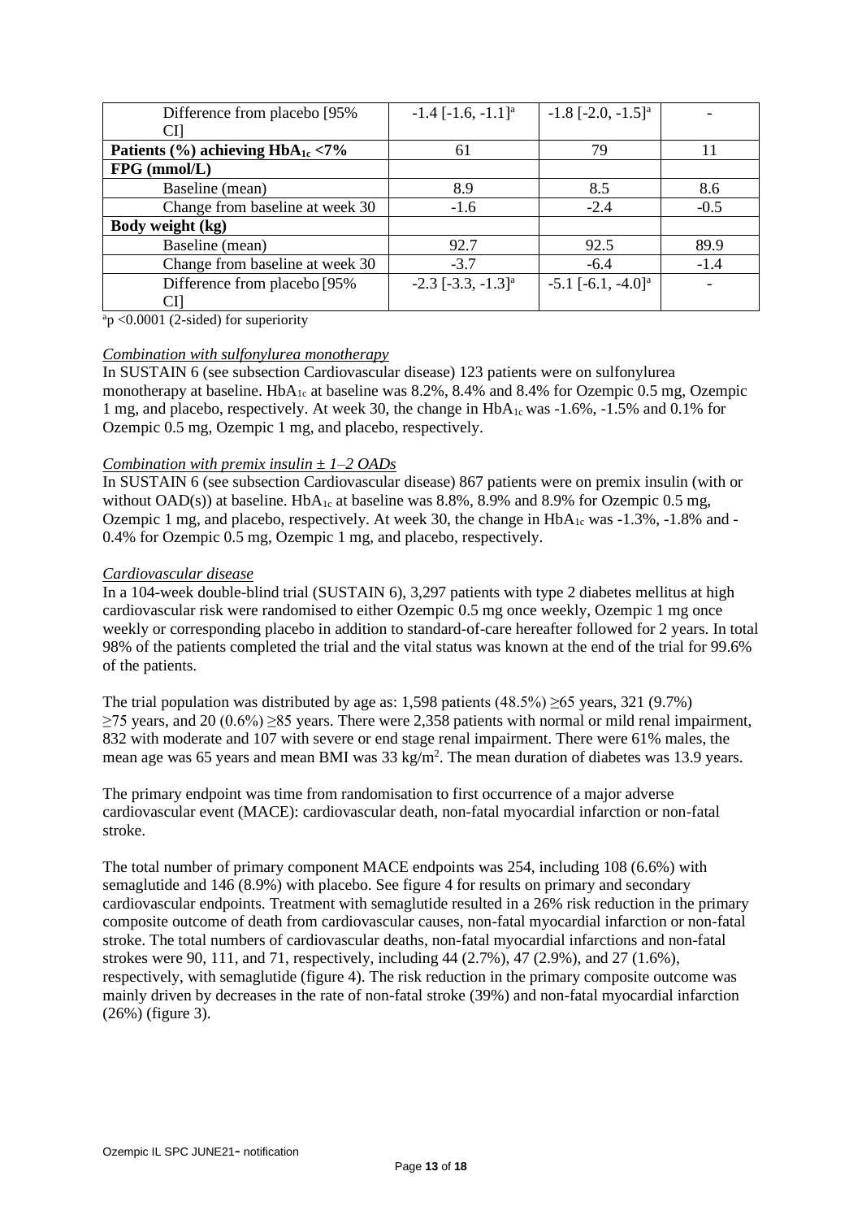| | | | |
|---|---|---|---|
| Difference from placebo [95% CI] | -1.4 [-1.6, -1.1][a] | -1.8 [-2.0, -1.5][a] | - |
| **Patients (%) achieving $HbA_{1c}$ <7%** | 61 | 79 | 11 |
| **FPG (mmol/L)** | | | |
| Baseline (mean) | 8.9 | 8.5 | 8.6 |
| Change from baseline at week 30 | -1.6 | -2.4 | -0.5 |
| **Body weight (kg)** | | | |
| Baseline (mean) | 92.7 | 92.5 | 89.9 |
| Change from baseline at week 30 | -3.7 | -6.4 | -1.4 |
| Difference from placebo [95% CI] | -2.3 [-3.3, -1.3][a] | -5.1 [-6.1, -4.0][a] | - |

[a]p <0.0001 (2-sided) for superiority

*Combination with sulfonylurea monotherapy*

In SUSTAIN 6 (see subsection Cardiovascular disease) 123 patients were on sulfonylurea monotherapy at baseline. $HbA_{1c}$ at baseline was 8.2%, 8.4% and 8.4% for Ozempic 0.5 mg, Ozempic 1 mg, and placebo, respectively. At week 30, the change in $HbA_{1c}$ was -1.6%, -1.5% and 0.1% for Ozempic 0.5 mg, Ozempic 1 mg, and placebo, respectively.

*Combination with premix insulin ± 1–2 OADs*

In SUSTAIN 6 (see subsection Cardiovascular disease) 867 patients were on premix insulin (with or without OAD(s)) at baseline. $HbA_{1c}$ at baseline was 8.8%, 8.9% and 8.9% for Ozempic 0.5 mg, Ozempic 1 mg, and placebo, respectively. At week 30, the change in $HbA_{1c}$ was -1.3%, -1.8% and -0.4% for Ozempic 0.5 mg, Ozempic 1 mg, and placebo, respectively.

*Cardiovascular disease*

In a 104-week double-blind trial (SUSTAIN 6), 3,297 patients with type 2 diabetes mellitus at high cardiovascular risk were randomised to either Ozempic 0.5 mg once weekly, Ozempic 1 mg once weekly or corresponding placebo in addition to standard-of-care hereafter followed for 2 years. In total 98% of the patients completed the trial and the vital status was known at the end of the trial for 99.6% of the patients.

The trial population was distributed by age as: 1,598 patients (48.5%) ≥65 years, 321 (9.7%) ≥75 years, and 20 (0.6%) ≥85 years. There were 2,358 patients with normal or mild renal impairment, 832 with moderate and 107 with severe or end stage renal impairment. There were 61% males, the mean age was 65 years and mean BMI was 33 $kg/m^2$. The mean duration of diabetes was 13.9 years.

The primary endpoint was time from randomisation to first occurrence of a major adverse cardiovascular event (MACE): cardiovascular death, non-fatal myocardial infarction or non-fatal stroke.

The total number of primary component MACE endpoints was 254, including 108 (6.6%) with semaglutide and 146 (8.9%) with placebo. See figure 4 for results on primary and secondary cardiovascular endpoints. Treatment with semaglutide resulted in a 26% risk reduction in the primary composite outcome of death from cardiovascular causes, non-fatal myocardial infarction or non-fatal stroke. The total numbers of cardiovascular deaths, non-fatal myocardial infarctions and non-fatal strokes were 90, 111, and 71, respectively, including 44 (2.7%), 47 (2.9%), and 27 (1.6%), respectively, with semaglutide (figure 4). The risk reduction in the primary composite outcome was mainly driven by decreases in the rate of non-fatal stroke (39%) and non-fatal myocardial infarction (26%) (figure 3).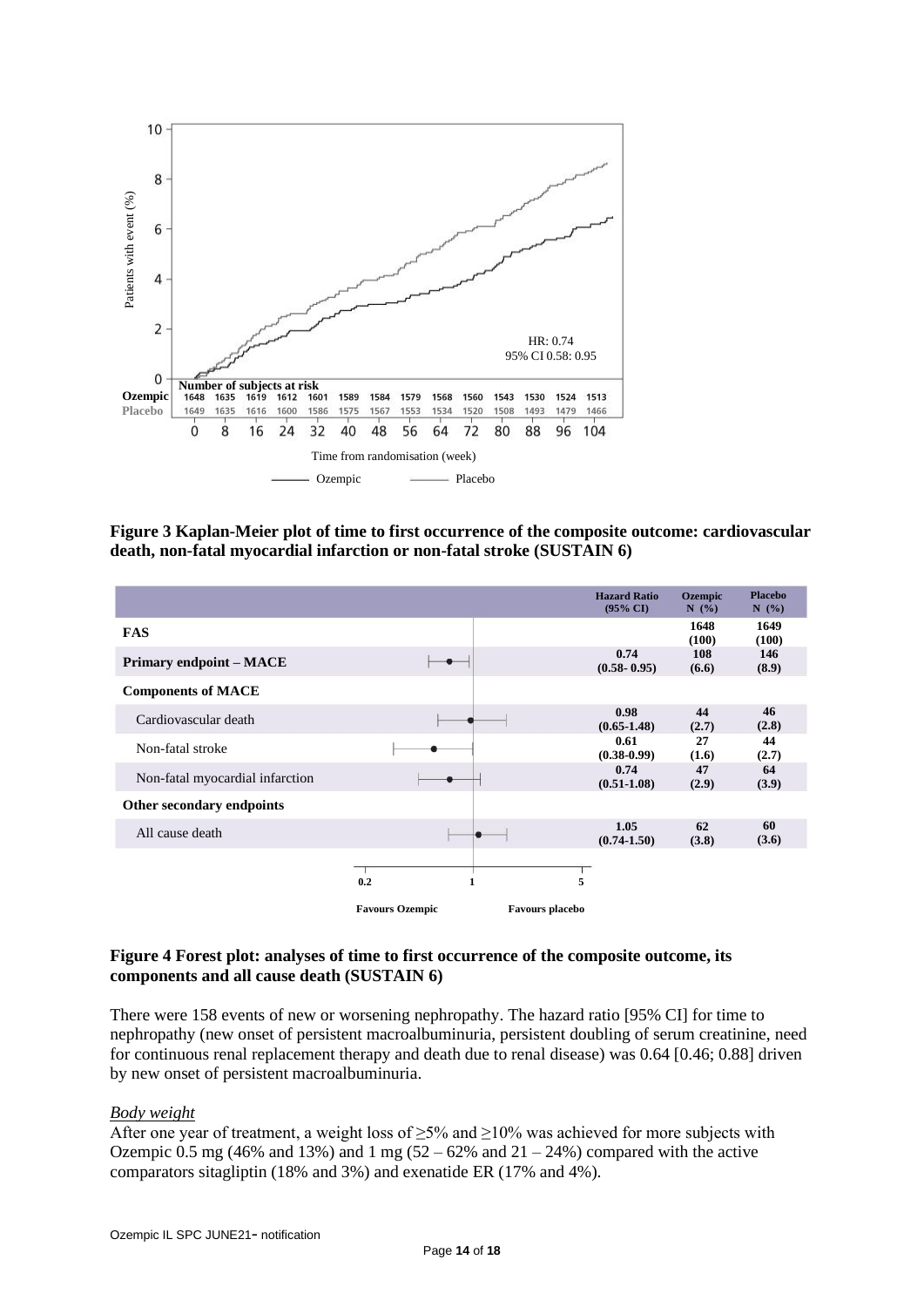Figure 3 Kaplan-Meier plot of time to first occurrence of the composite outcome: cardiovascular death, non-fatal myocardial infarction or non-fatal stroke (SUSTAIN 6)

| Number of subjects at risk | 0 | 8 | 16 | 24 | 32 | 40 | 48 | 56 | 64 | 72 | 80 | 88 | 96 | 104 |
|---|---|---|---|---|---|---|---|---|---|---|---|---|---|---|
| Ozempic | 1648 | 1635 | 1619 | 1612 | 1601 | 1589 | 1584 | 1579 | 1568 | 1560 | 1543 | 1530 | 1524 | 1513 |
| Placebo | 1649 | 1635 | 1616 | 1600 | 1586 | 1575 | 1567 | 1553 | 1534 | 1520 | 1508 | 1493 | 1479 | 1466 |

HR: 0.74
95% CI 0.58: 0.95

**Figure 3 Kaplan-Meier plot of time to first occurrence of the composite outcome: cardiovascular death, non-fatal myocardial infarction or non-fatal stroke (SUSTAIN 6)**

| | Hazard Ratio (95% CI) | Ozempic N (%) | Placebo N (%) |
|---|---|---|---|
| **FAS** | | 1648 (100) | 1649 (100) |
| **Primary endpoint – MACE** | 0.74 (0.58- 0.95) | 108 (6.6) | 146 (8.9) |
| **Components of MACE** | | | |
| Cardiovascular death | 0.98 (0.65-1.48) | 44 (2.7) | 46 (2.8) |
| Non-fatal stroke | 0.61 (0.38-0.99) | 27 (1.6) | 44 (2.7) |
| Non-fatal myocardial infarction | 0.74 (0.51-1.08) | 47 (2.9) | 64 (3.9) |
| **Other secondary endpoints** | | | |
| All cause death | 1.05 (0.74-1.50) | 62 (3.8) | 60 (3.6) |

Favours Ozempic — Favours placebo

**Figure 4 Forest plot: analyses of time to first occurrence of the composite outcome, its components and all cause death (SUSTAIN 6)**

There were 158 events of new or worsening nephropathy. The hazard ratio [95% CI] for time to nephropathy (new onset of persistent macroalbuminuria, persistent doubling of serum creatinine, need for continuous renal replacement therapy and death due to renal disease) was 0.64 [0.46; 0.88] driven by new onset of persistent macroalbuminuria.

*Body weight*

After one year of treatment, a weight loss of ≥5% and ≥10% was achieved for more subjects with Ozempic 0.5 mg (46% and 13%) and 1 mg (52 – 62% and 21 – 24%) compared with the active comparators sitagliptin (18% and 3%) and exenatide ER (17% and 4%).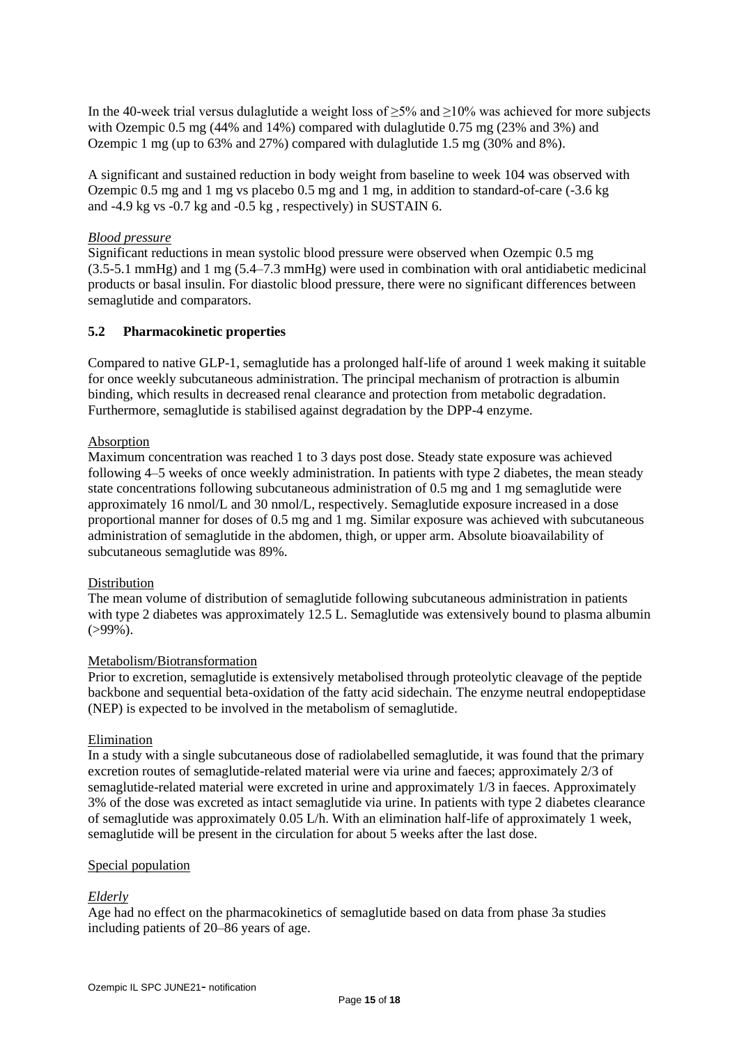In the 40-week trial versus dulaglutide a weight loss of ≥5% and ≥10% was achieved for more subjects with Ozempic 0.5 mg (44% and 14%) compared with dulaglutide 0.75 mg (23% and 3%) and Ozempic 1 mg (up to 63% and 27%) compared with dulaglutide 1.5 mg (30% and 8%).

A significant and sustained reduction in body weight from baseline to week 104 was observed with Ozempic 0.5 mg and 1 mg vs placebo 0.5 mg and 1 mg, in addition to standard-of-care (-3.6 kg and -4.9 kg vs -0.7 kg and -0.5 kg , respectively) in SUSTAIN 6.

*Blood pressure*

Significant reductions in mean systolic blood pressure were observed when Ozempic 0.5 mg (3.5-5.1 mmHg) and 1 mg (5.4–7.3 mmHg) were used in combination with oral antidiabetic medicinal products or basal insulin. For diastolic blood pressure, there were no significant differences between semaglutide and comparators.

## 5.2 Pharmacokinetic properties

Compared to native GLP-1, semaglutide has a prolonged half-life of around 1 week making it suitable for once weekly subcutaneous administration. The principal mechanism of protraction is albumin binding, which results in decreased renal clearance and protection from metabolic degradation. Furthermore, semaglutide is stabilised against degradation by the DPP-4 enzyme.

Absorption

Maximum concentration was reached 1 to 3 days post dose. Steady state exposure was achieved following 4–5 weeks of once weekly administration. In patients with type 2 diabetes, the mean steady state concentrations following subcutaneous administration of 0.5 mg and 1 mg semaglutide were approximately 16 nmol/L and 30 nmol/L, respectively. Semaglutide exposure increased in a dose proportional manner for doses of 0.5 mg and 1 mg. Similar exposure was achieved with subcutaneous administration of semaglutide in the abdomen, thigh, or upper arm. Absolute bioavailability of subcutaneous semaglutide was 89%.

Distribution

The mean volume of distribution of semaglutide following subcutaneous administration in patients with type 2 diabetes was approximately 12.5 L. Semaglutide was extensively bound to plasma albumin (>99%).

Metabolism/Biotransformation

Prior to excretion, semaglutide is extensively metabolised through proteolytic cleavage of the peptide backbone and sequential beta-oxidation of the fatty acid sidechain. The enzyme neutral endopeptidase (NEP) is expected to be involved in the metabolism of semaglutide.

Elimination

In a study with a single subcutaneous dose of radiolabelled semaglutide, it was found that the primary excretion routes of semaglutide-related material were via urine and faeces; approximately 2/3 of semaglutide-related material were excreted in urine and approximately 1/3 in faeces. Approximately 3% of the dose was excreted as intact semaglutide via urine. In patients with type 2 diabetes clearance of semaglutide was approximately 0.05 L/h. With an elimination half-life of approximately 1 week, semaglutide will be present in the circulation for about 5 weeks after the last dose.

Special population

*Elderly*

Age had no effect on the pharmacokinetics of semaglutide based on data from phase 3a studies including patients of 20–86 years of age.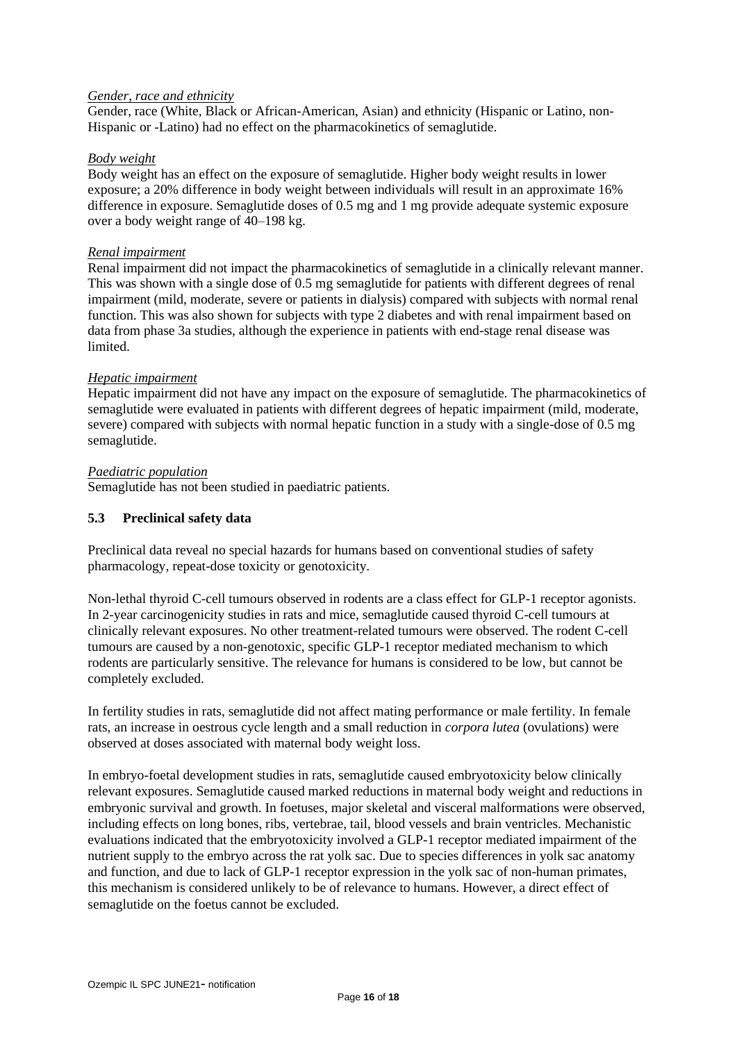*Gender, race and ethnicity*

Gender, race (White, Black or African-American, Asian) and ethnicity (Hispanic or Latino, non-Hispanic or -Latino) had no effect on the pharmacokinetics of semaglutide.

*Body weight*

Body weight has an effect on the exposure of semaglutide. Higher body weight results in lower exposure; a 20% difference in body weight between individuals will result in an approximate 16% difference in exposure. Semaglutide doses of 0.5 mg and 1 mg provide adequate systemic exposure over a body weight range of 40–198 kg.

*Renal impairment*

Renal impairment did not impact the pharmacokinetics of semaglutide in a clinically relevant manner. This was shown with a single dose of 0.5 mg semaglutide for patients with different degrees of renal impairment (mild, moderate, severe or patients in dialysis) compared with subjects with normal renal function. This was also shown for subjects with type 2 diabetes and with renal impairment based on data from phase 3a studies, although the experience in patients with end-stage renal disease was limited.

*Hepatic impairment*

Hepatic impairment did not have any impact on the exposure of semaglutide. The pharmacokinetics of semaglutide were evaluated in patients with different degrees of hepatic impairment (mild, moderate, severe) compared with subjects with normal hepatic function in a study with a single-dose of 0.5 mg semaglutide.

*Paediatric population*

Semaglutide has not been studied in paediatric patients.

## 5.3 Preclinical safety data

Preclinical data reveal no special hazards for humans based on conventional studies of safety pharmacology, repeat-dose toxicity or genotoxicity.

Non-lethal thyroid C-cell tumours observed in rodents are a class effect for GLP-1 receptor agonists. In 2-year carcinogenicity studies in rats and mice, semaglutide caused thyroid C-cell tumours at clinically relevant exposures. No other treatment-related tumours were observed. The rodent C-cell tumours are caused by a non-genotoxic, specific GLP-1 receptor mediated mechanism to which rodents are particularly sensitive. The relevance for humans is considered to be low, but cannot be completely excluded.

In fertility studies in rats, semaglutide did not affect mating performance or male fertility. In female rats, an increase in oestrous cycle length and a small reduction in *corpora lutea* (ovulations) were observed at doses associated with maternal body weight loss.

In embryo-foetal development studies in rats, semaglutide caused embryotoxicity below clinically relevant exposures. Semaglutide caused marked reductions in maternal body weight and reductions in embryonic survival and growth. In foetuses, major skeletal and visceral malformations were observed, including effects on long bones, ribs, vertebrae, tail, blood vessels and brain ventricles. Mechanistic evaluations indicated that the embryotoxicity involved a GLP-1 receptor mediated impairment of the nutrient supply to the embryo across the rat yolk sac. Due to species differences in yolk sac anatomy and function, and due to lack of GLP-1 receptor expression in the yolk sac of non-human primates, this mechanism is considered unlikely to be of relevance to humans. However, a direct effect of semaglutide on the foetus cannot be excluded.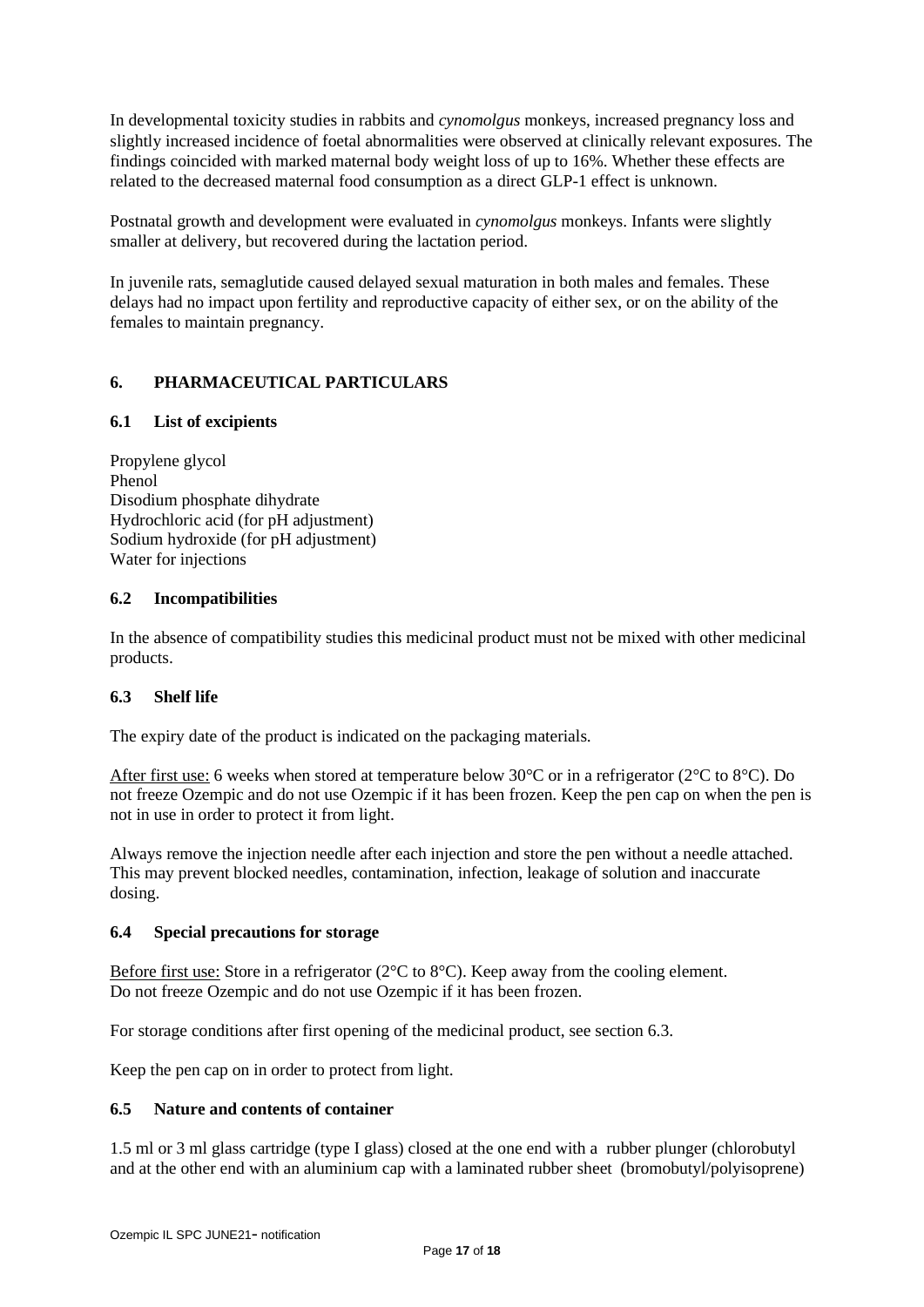In developmental toxicity studies in rabbits and *cynomolgus* monkeys, increased pregnancy loss and slightly increased incidence of foetal abnormalities were observed at clinically relevant exposures. The findings coincided with marked maternal body weight loss of up to 16%. Whether these effects are related to the decreased maternal food consumption as a direct GLP-1 effect is unknown.

Postnatal growth and development were evaluated in *cynomolgus* monkeys. Infants were slightly smaller at delivery, but recovered during the lactation period.

In juvenile rats, semaglutide caused delayed sexual maturation in both males and females. These delays had no impact upon fertility and reproductive capacity of either sex, or on the ability of the females to maintain pregnancy.

## 6. PHARMACEUTICAL PARTICULARS

### 6.1 List of excipients

Propylene glycol
Phenol
Disodium phosphate dihydrate
Hydrochloric acid (for pH adjustment)
Sodium hydroxide (for pH adjustment)
Water for injections

### 6.2 Incompatibilities

In the absence of compatibility studies this medicinal product must not be mixed with other medicinal products.

### 6.3 Shelf life

The expiry date of the product is indicated on the packaging materials.

After first use: 6 weeks when stored at temperature below 30°C or in a refrigerator (2°C to 8°C). Do not freeze Ozempic and do not use Ozempic if it has been frozen. Keep the pen cap on when the pen is not in use in order to protect it from light.

Always remove the injection needle after each injection and store the pen without a needle attached. This may prevent blocked needles, contamination, infection, leakage of solution and inaccurate dosing.

### 6.4 Special precautions for storage

Before first use: Store in a refrigerator (2°C to 8°C). Keep away from the cooling element.
Do not freeze Ozempic and do not use Ozempic if it has been frozen.

For storage conditions after first opening of the medicinal product, see section 6.3.

Keep the pen cap on in order to protect from light.

### 6.5 Nature and contents of container

1.5 ml or 3 ml glass cartridge (type I glass) closed at the one end with a rubber plunger (chlorobutyl and at the other end with an aluminium cap with a laminated rubber sheet (bromobutyl/polyisoprene)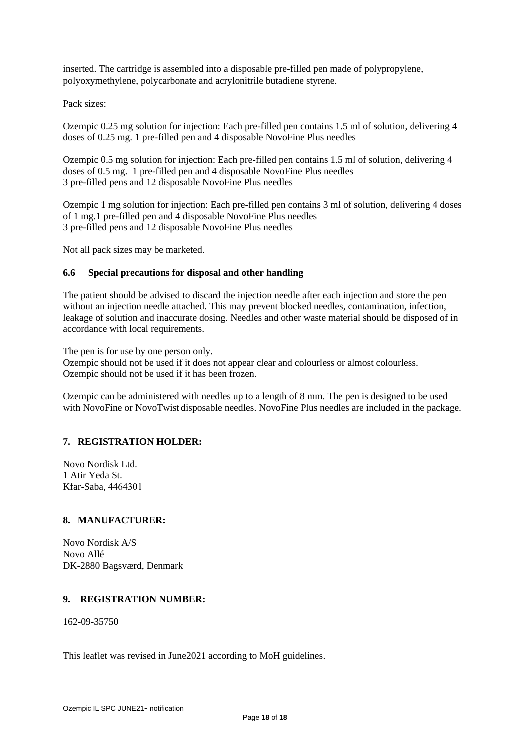inserted. The cartridge is assembled into a disposable pre-filled pen made of polypropylene, polyoxymethylene, polycarbonate and acrylonitrile butadiene styrene.

Pack sizes:

Ozempic 0.25 mg solution for injection: Each pre-filled pen contains 1.5 ml of solution, delivering 4 doses of 0.25 mg. 1 pre-filled pen and 4 disposable NovoFine Plus needles

Ozempic 0.5 mg solution for injection: Each pre-filled pen contains 1.5 ml of solution, delivering 4 doses of 0.5 mg. 1 pre-filled pen and 4 disposable NovoFine Plus needles
3 pre-filled pens and 12 disposable NovoFine Plus needles

Ozempic 1 mg solution for injection: Each pre-filled pen contains 3 ml of solution, delivering 4 doses of 1 mg.1 pre-filled pen and 4 disposable NovoFine Plus needles
3 pre-filled pens and 12 disposable NovoFine Plus needles

Not all pack sizes may be marketed.

### 6.6 Special precautions for disposal and other handling

The patient should be advised to discard the injection needle after each injection and store the pen without an injection needle attached. This may prevent blocked needles, contamination, infection, leakage of solution and inaccurate dosing. Needles and other waste material should be disposed of in accordance with local requirements.

The pen is for use by one person only.
Ozempic should not be used if it does not appear clear and colourless or almost colourless.
Ozempic should not be used if it has been frozen.

Ozempic can be administered with needles up to a length of 8 mm. The pen is designed to be used with NovoFine or NovoTwist disposable needles. NovoFine Plus needles are included in the package.

## 7. REGISTRATION HOLDER:

Novo Nordisk Ltd.
1 Atir Yeda St.
Kfar-Saba, 4464301

## 8. MANUFACTURER:

Novo Nordisk A/S
Novo Allé
DK-2880 Bagsværd, Denmark

## 9. REGISTRATION NUMBER:

162-09-35750

This leaflet was revised in June2021 according to MoH guidelines.